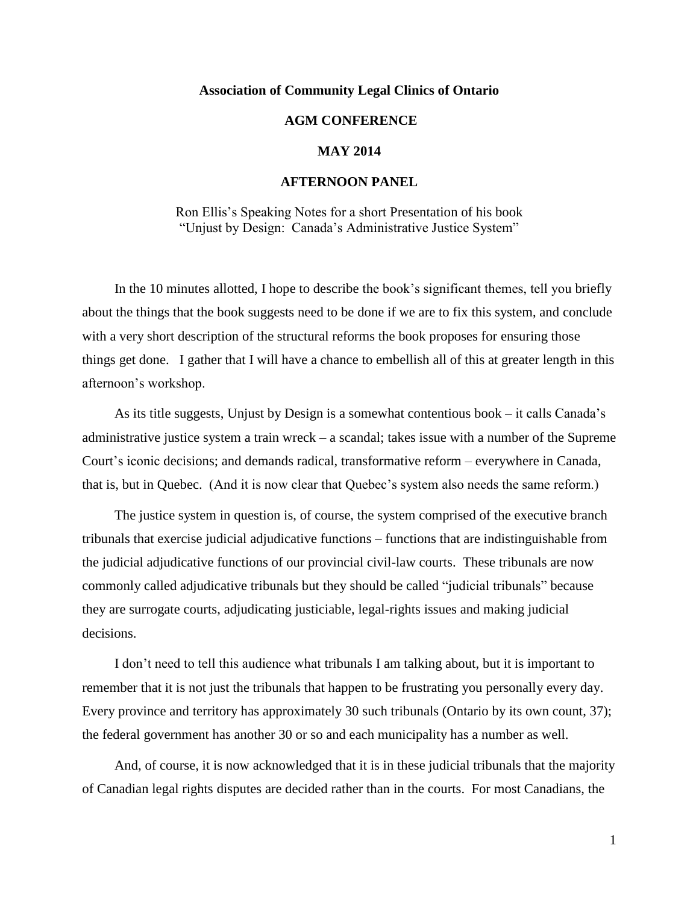**Association of Community Legal Clinics of Ontario**

**AGM CONFERENCE**

**MAY 2014**

**AFTERNOON PANEL**

Ron Ellis's Speaking Notes for a short Presentation of his book "Unjust by Design: Canada's Administrative Justice System"

In the 10 minutes allotted, I hope to describe the book's significant themes, tell you briefly about the things that the book suggests need to be done if we are to fix this system, and conclude with a very short description of the structural reforms the book proposes for ensuring those things get done. I gather that I will have a chance to embellish all of this at greater length in this afternoon's workshop.

As its title suggests, Unjust by Design is a somewhat contentious book – it calls Canada's administrative justice system a train wreck – a scandal; takes issue with a number of the Supreme Court's iconic decisions; and demands radical, transformative reform – everywhere in Canada, that is, but in Quebec. (And it is now clear that Quebec's system also needs the same reform.)

The justice system in question is, of course, the system comprised of the executive branch tribunals that exercise judicial adjudicative functions – functions that are indistinguishable from the judicial adjudicative functions of our provincial civil-law courts. These tribunals are now commonly called adjudicative tribunals but they should be called "judicial tribunals" because they are surrogate courts, adjudicating justiciable, legal-rights issues and making judicial decisions.

I don't need to tell this audience what tribunals I am talking about, but it is important to remember that it is not just the tribunals that happen to be frustrating you personally every day. Every province and territory has approximately 30 such tribunals (Ontario by its own count, 37); the federal government has another 30 or so and each municipality has a number as well.

And, of course, it is now acknowledged that it is in these judicial tribunals that the majority of Canadian legal rights disputes are decided rather than in the courts. For most Canadians, the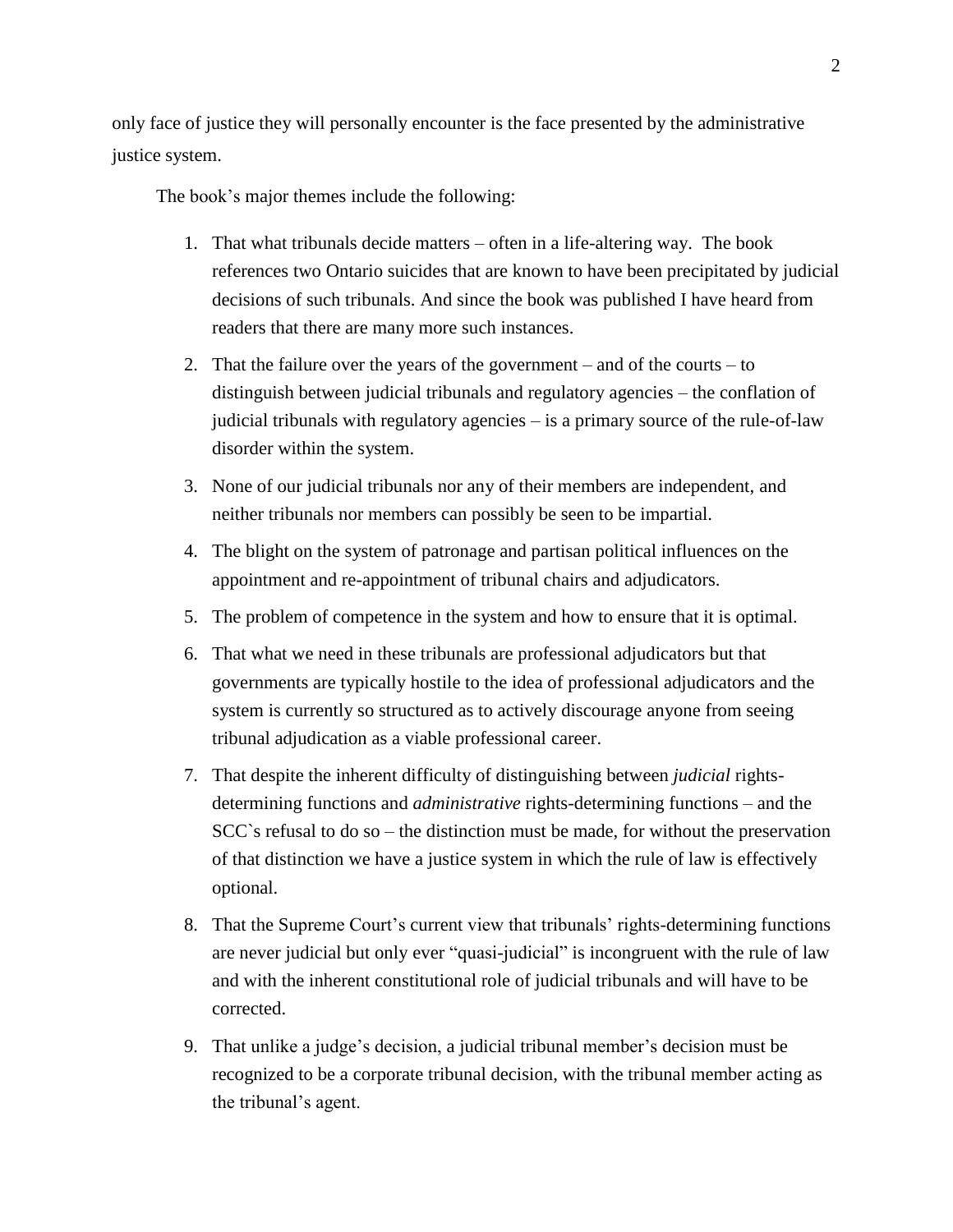only face of justice they will personally encounter is the face presented by the administrative justice system.

The book's major themes include the following:

1. That what tribunals decide matters – often in a life-altering way. The book references two Ontario suicides that are known to have been precipitated by judicial decisions of such tribunals. And since the book was published I have heard from readers that there are many more such instances.
2. That the failure over the years of the government – and of the courts – to distinguish between judicial tribunals and regulatory agencies – the conflation of judicial tribunals with regulatory agencies – is a primary source of the rule-of-law disorder within the system.
3. None of our judicial tribunals nor any of their members are independent, and neither tribunals nor members can possibly be seen to be impartial.
4. The blight on the system of patronage and partisan political influences on the appointment and re-appointment of tribunal chairs and adjudicators.
5. The problem of competence in the system and how to ensure that it is optimal.
6. That what we need in these tribunals are professional adjudicators but that governments are typically hostile to the idea of professional adjudicators and the system is currently so structured as to actively discourage anyone from seeing tribunal adjudication as a viable professional career.
7. That despite the inherent difficulty of distinguishing between *judicial* rights-determining functions and *administrative* rights-determining functions – and the SCC`s refusal to do so – the distinction must be made, for without the preservation of that distinction we have a justice system in which the rule of law is effectively optional.
8. That the Supreme Court's current view that tribunals' rights-determining functions are never judicial but only ever "quasi-judicial" is incongruent with the rule of law and with the inherent constitutional role of judicial tribunals and will have to be corrected.
9. That unlike a judge's decision, a judicial tribunal member's decision must be recognized to be a corporate tribunal decision, with the tribunal member acting as the tribunal's agent.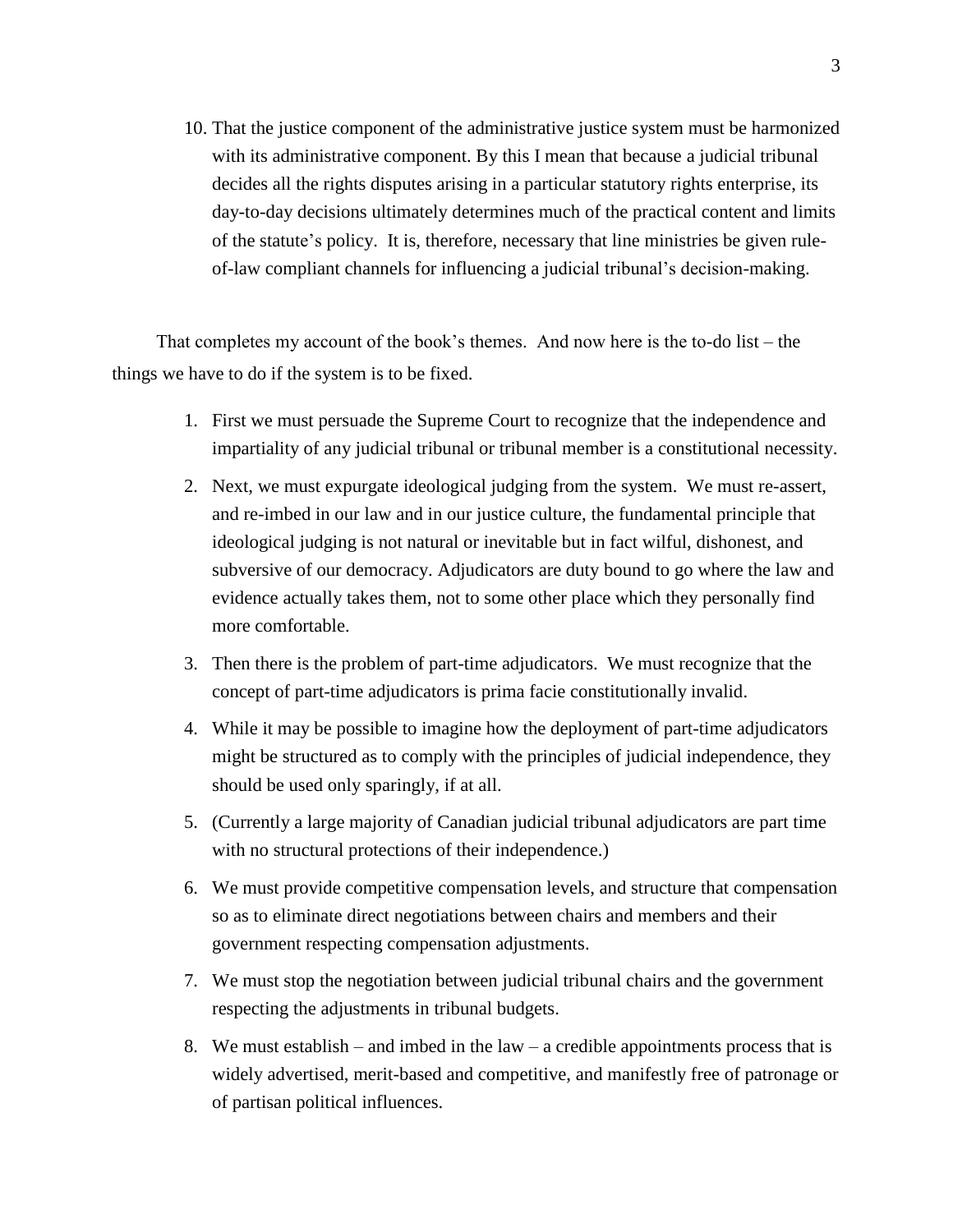10. That the justice component of the administrative justice system must be harmonized with its administrative component. By this I mean that because a judicial tribunal decides all the rights disputes arising in a particular statutory rights enterprise, its day-to-day decisions ultimately determines much of the practical content and limits of the statute's policy. It is, therefore, necessary that line ministries be given rule-of-law compliant channels for influencing a judicial tribunal's decision-making.

That completes my account of the book's themes. And now here is the to-do list – the things we have to do if the system is to be fixed.

1. First we must persuade the Supreme Court to recognize that the independence and impartiality of any judicial tribunal or tribunal member is a constitutional necessity.
2. Next, we must expurgate ideological judging from the system. We must re-assert, and re-imbed in our law and in our justice culture, the fundamental principle that ideological judging is not natural or inevitable but in fact wilful, dishonest, and subversive of our democracy. Adjudicators are duty bound to go where the law and evidence actually takes them, not to some other place which they personally find more comfortable.
3. Then there is the problem of part-time adjudicators. We must recognize that the concept of part-time adjudicators is prima facie constitutionally invalid.
4. While it may be possible to imagine how the deployment of part-time adjudicators might be structured as to comply with the principles of judicial independence, they should be used only sparingly, if at all.
5. (Currently a large majority of Canadian judicial tribunal adjudicators are part time with no structural protections of their independence.)
6. We must provide competitive compensation levels, and structure that compensation so as to eliminate direct negotiations between chairs and members and their government respecting compensation adjustments.
7. We must stop the negotiation between judicial tribunal chairs and the government respecting the adjustments in tribunal budgets.
8. We must establish – and imbed in the law – a credible appointments process that is widely advertised, merit-based and competitive, and manifestly free of patronage or of partisan political influences.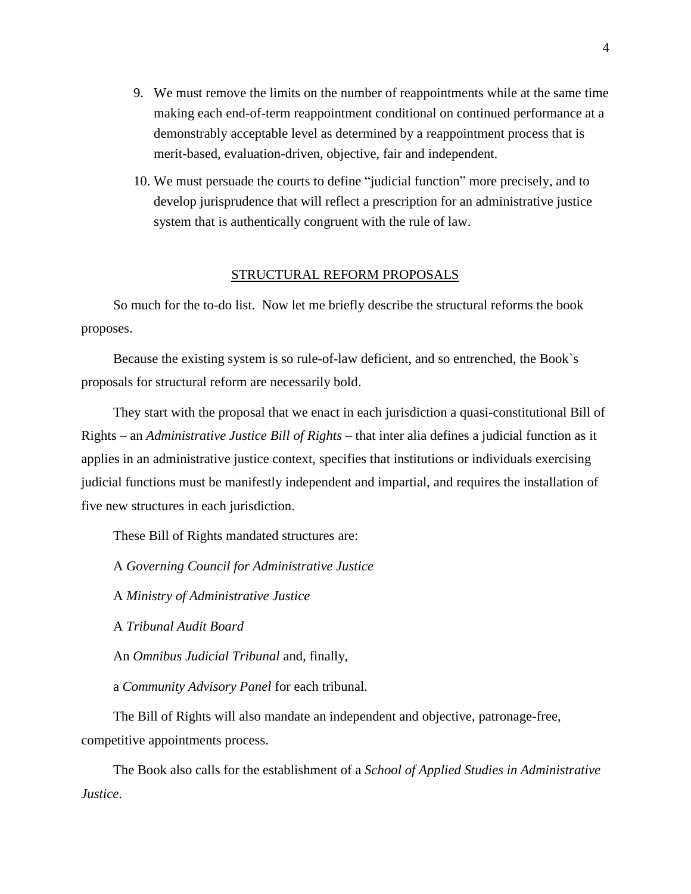9. We must remove the limits on the number of reappointments while at the same time making each end-of-term reappointment conditional on continued performance at a demonstrably acceptable level as determined by a reappointment process that is merit-based, evaluation-driven, objective, fair and independent.
10. We must persuade the courts to define "judicial function" more precisely, and to develop jurisprudence that will reflect a prescription for an administrative justice system that is authentically congruent with the rule of law.

## STRUCTURAL REFORM PROPOSALS

So much for the to-do list. Now let me briefly describe the structural reforms the book proposes.

Because the existing system is so rule-of-law deficient, and so entrenched, the Book`s proposals for structural reform are necessarily bold.

They start with the proposal that we enact in each jurisdiction a quasi-constitutional Bill of Rights – an *Administrative Justice Bill of Rights* – that inter alia defines a judicial function as it applies in an administrative justice context, specifies that institutions or individuals exercising judicial functions must be manifestly independent and impartial, and requires the installation of five new structures in each jurisdiction.

These Bill of Rights mandated structures are:

A *Governing Council for Administrative Justice*

A *Ministry of Administrative Justice*

A *Tribunal Audit Board*

An *Omnibus Judicial Tribunal* and, finally,

a *Community Advisory Panel* for each tribunal.

The Bill of Rights will also mandate an independent and objective, patronage-free, competitive appointments process.

The Book also calls for the establishment of a *School of Applied Studies in Administrative Justice*.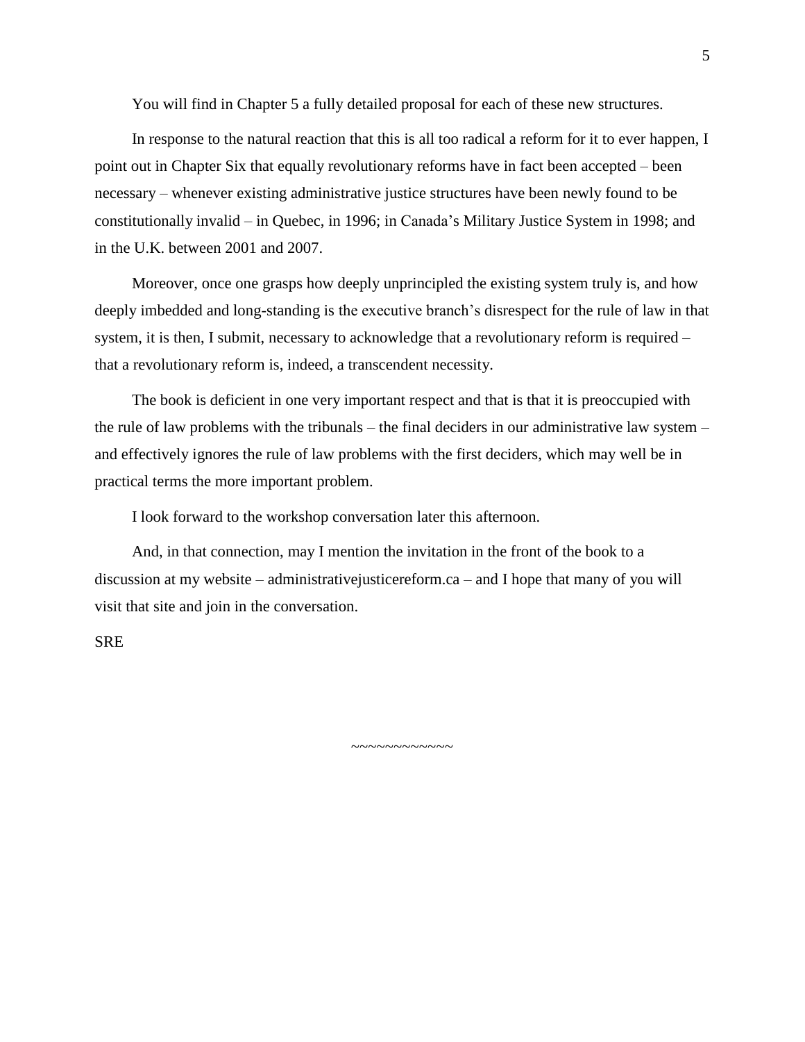You will find in Chapter 5 a fully detailed proposal for each of these new structures.

In response to the natural reaction that this is all too radical a reform for it to ever happen, I point out in Chapter Six that equally revolutionary reforms have in fact been accepted – been necessary – whenever existing administrative justice structures have been newly found to be constitutionally invalid – in Quebec, in 1996; in Canada's Military Justice System in 1998; and in the U.K. between 2001 and 2007.

Moreover, once one grasps how deeply unprincipled the existing system truly is, and how deeply imbedded and long-standing is the executive branch's disrespect for the rule of law in that system, it is then, I submit, necessary to acknowledge that a revolutionary reform is required – that a revolutionary reform is, indeed, a transcendent necessity.

The book is deficient in one very important respect and that is that it is preoccupied with the rule of law problems with the tribunals – the final deciders in our administrative law system – and effectively ignores the rule of law problems with the first deciders, which may well be in practical terms the more important problem.

I look forward to the workshop conversation later this afternoon.

And, in that connection, may I mention the invitation in the front of the book to a discussion at my website – administrativejusticereform.ca – and I hope that many of you will visit that site and join in the conversation.

SRE

~~~~~~~~~~~~